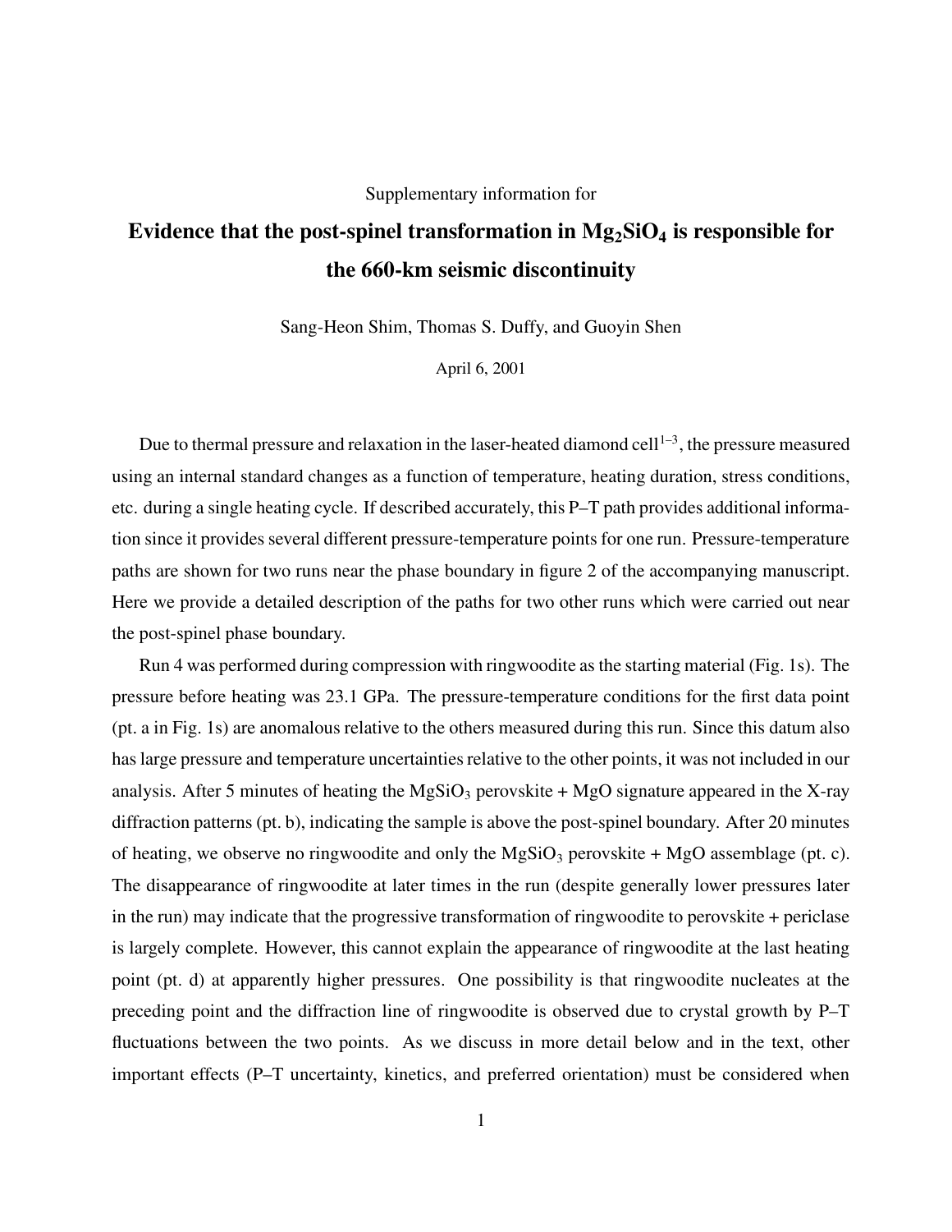Supplementary information for

# Evidence that the post-spinel transformation in $Mg_2SiO_4$ is responsible for the 660-km seismic discontinuity

Sang-Heon Shim, Thomas S. Duffy, and Guoyin Shen

April 6, 2001

Due to thermal pressure and relaxation in the laser-heated diamond cell[1–3], the pressure measured using an internal standard changes as a function of temperature, heating duration, stress conditions, etc. during a single heating cycle. If described accurately, this P–T path provides additional information since it provides several different pressure-temperature points for one run. Pressure-temperature paths are shown for two runs near the phase boundary in figure 2 of the accompanying manuscript. Here we provide a detailed description of the paths for two other runs which were carried out near the post-spinel phase boundary.

Run 4 was performed during compression with ringwoodite as the starting material (Fig. 1s). The pressure before heating was 23.1 GPa. The pressure-temperature conditions for the first data point (pt. a in Fig. 1s) are anomalous relative to the others measured during this run. Since this datum also has large pressure and temperature uncertainties relative to the other points, it was not included in our analysis. After 5 minutes of heating the $MgSiO_3$ perovskite + MgO signature appeared in the X-ray diffraction patterns (pt. b), indicating the sample is above the post-spinel boundary. After 20 minutes of heating, we observe no ringwoodite and only the $MgSiO_3$ perovskite + MgO assemblage (pt. c). The disappearance of ringwoodite at later times in the run (despite generally lower pressures later in the run) may indicate that the progressive transformation of ringwoodite to perovskite + periclase is largely complete. However, this cannot explain the appearance of ringwoodite at the last heating point (pt. d) at apparently higher pressures. One possibility is that ringwoodite nucleates at the preceding point and the diffraction line of ringwoodite is observed due to crystal growth by P–T fluctuations between the two points. As we discuss in more detail below and in the text, other important effects (P–T uncertainty, kinetics, and preferred orientation) must be considered when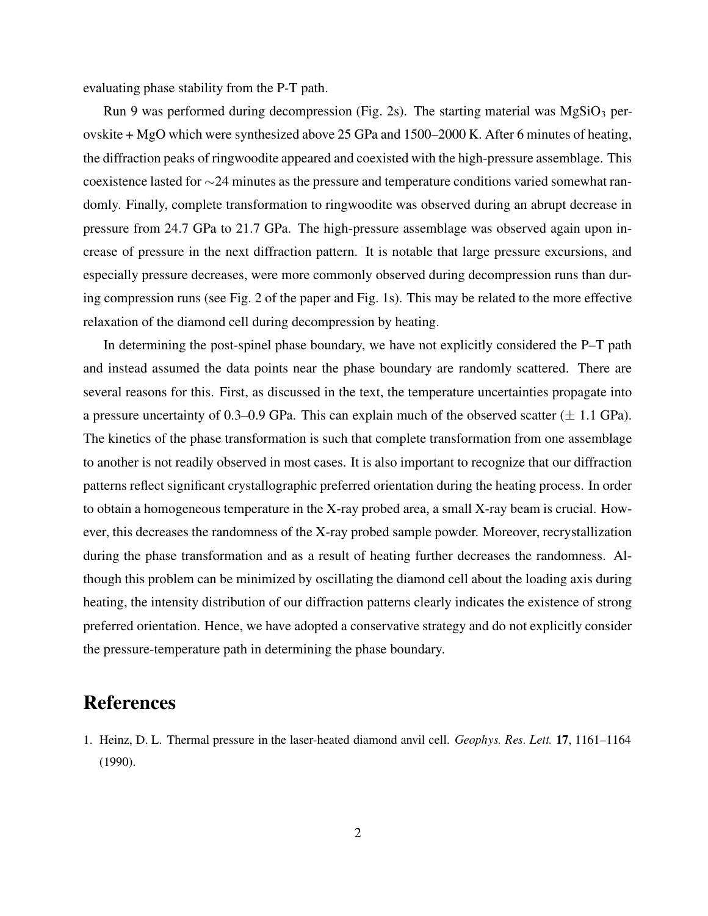evaluating phase stability from the P-T path.

Run 9 was performed during decompression (Fig. 2s). The starting material was $MgSiO_3$ perovskite + MgO which were synthesized above 25 GPa and 1500–2000 K. After 6 minutes of heating, the diffraction peaks of ringwoodite appeared and coexisted with the high-pressure assemblage. This coexistence lasted for $\sim$24 minutes as the pressure and temperature conditions varied somewhat randomly. Finally, complete transformation to ringwoodite was observed during an abrupt decrease in pressure from 24.7 GPa to 21.7 GPa. The high-pressure assemblage was observed again upon increase of pressure in the next diffraction pattern. It is notable that large pressure excursions, and especially pressure decreases, were more commonly observed during decompression runs than during compression runs (see Fig. 2 of the paper and Fig. 1s). This may be related to the more effective relaxation of the diamond cell during decompression by heating.

In determining the post-spinel phase boundary, we have not explicitly considered the P–T path and instead assumed the data points near the phase boundary are randomly scattered. There are several reasons for this. First, as discussed in the text, the temperature uncertainties propagate into a pressure uncertainty of 0.3–0.9 GPa. This can explain much of the observed scatter ($\pm$ 1.1 GPa). The kinetics of the phase transformation is such that complete transformation from one assemblage to another is not readily observed in most cases. It is also important to recognize that our diffraction patterns reflect significant crystallographic preferred orientation during the heating process. In order to obtain a homogeneous temperature in the X-ray probed area, a small X-ray beam is crucial. However, this decreases the randomness of the X-ray probed sample powder. Moreover, recrystallization during the phase transformation and as a result of heating further decreases the randomness. Although this problem can be minimized by oscillating the diamond cell about the loading axis during heating, the intensity distribution of our diffraction patterns clearly indicates the existence of strong preferred orientation. Hence, we have adopted a conservative strategy and do not explicitly consider the pressure-temperature path in determining the phase boundary.

# References

1. Heinz, D. L. Thermal pressure in the laser-heated diamond anvil cell. *Geophys. Res. Lett.* **17**, 1161–1164 (1990).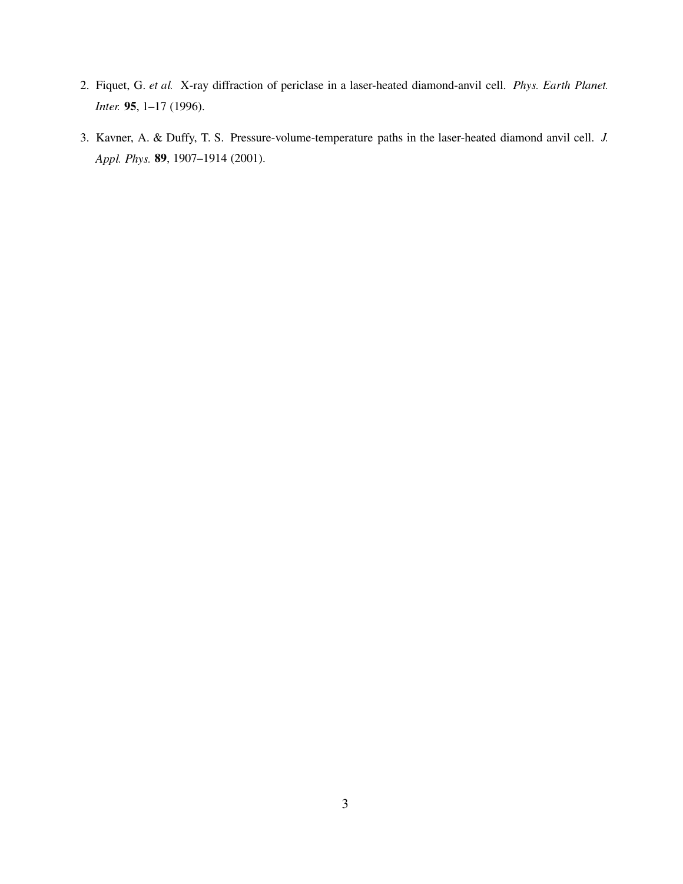2. Fiquet, G. *et al.* X-ray diffraction of periclase in a laser-heated diamond-anvil cell. *Phys. Earth Planet. Inter.* **95**, 1–17 (1996).

3. Kavner, A. & Duffy, T. S. Pressure-volume-temperature paths in the laser-heated diamond anvil cell. *J. Appl. Phys.* **89**, 1907–1914 (2001).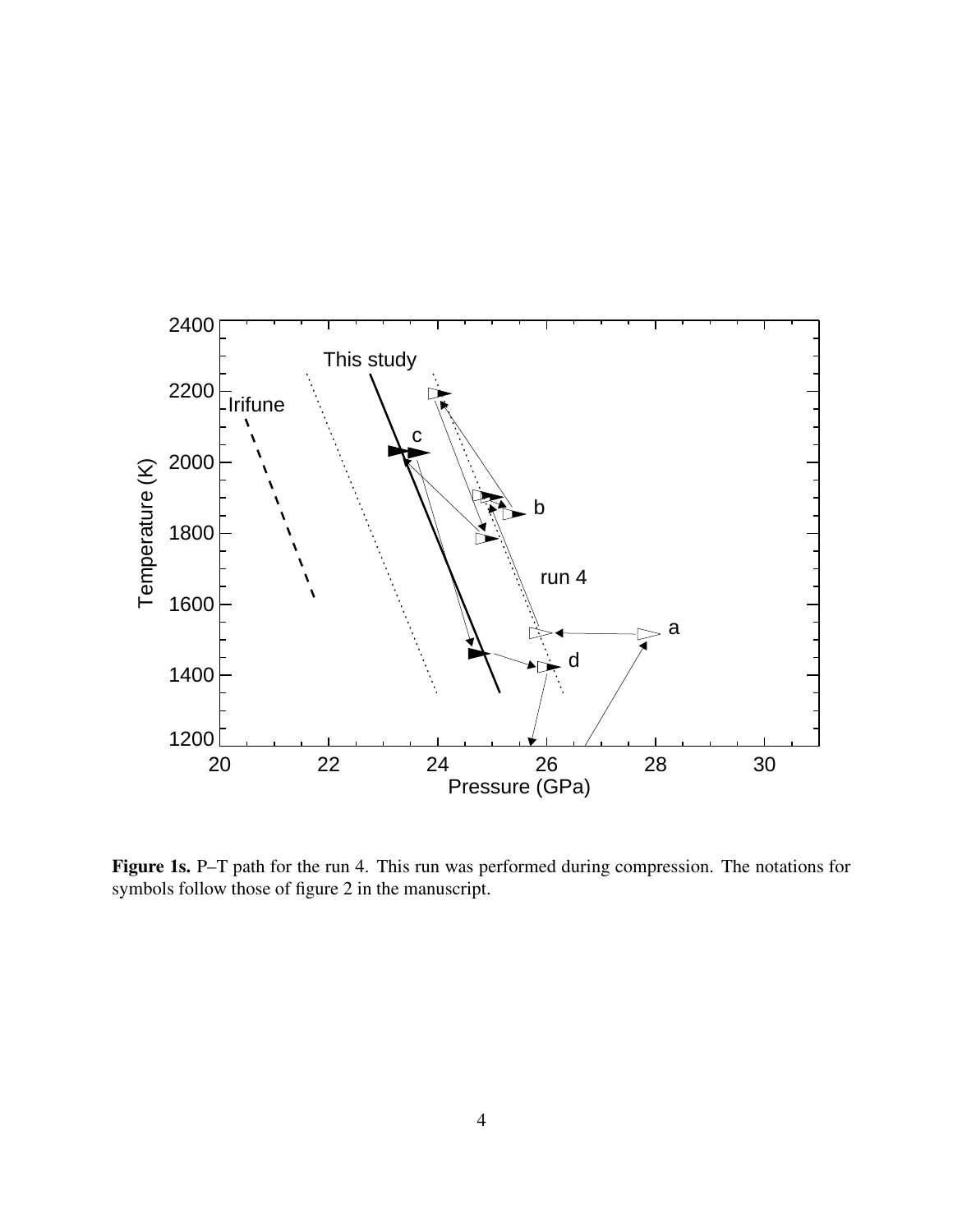**Figure 1s.** P–T path for the run 4. This run was performed during compression. The notations for symbols follow those of figure 2 in the manuscript.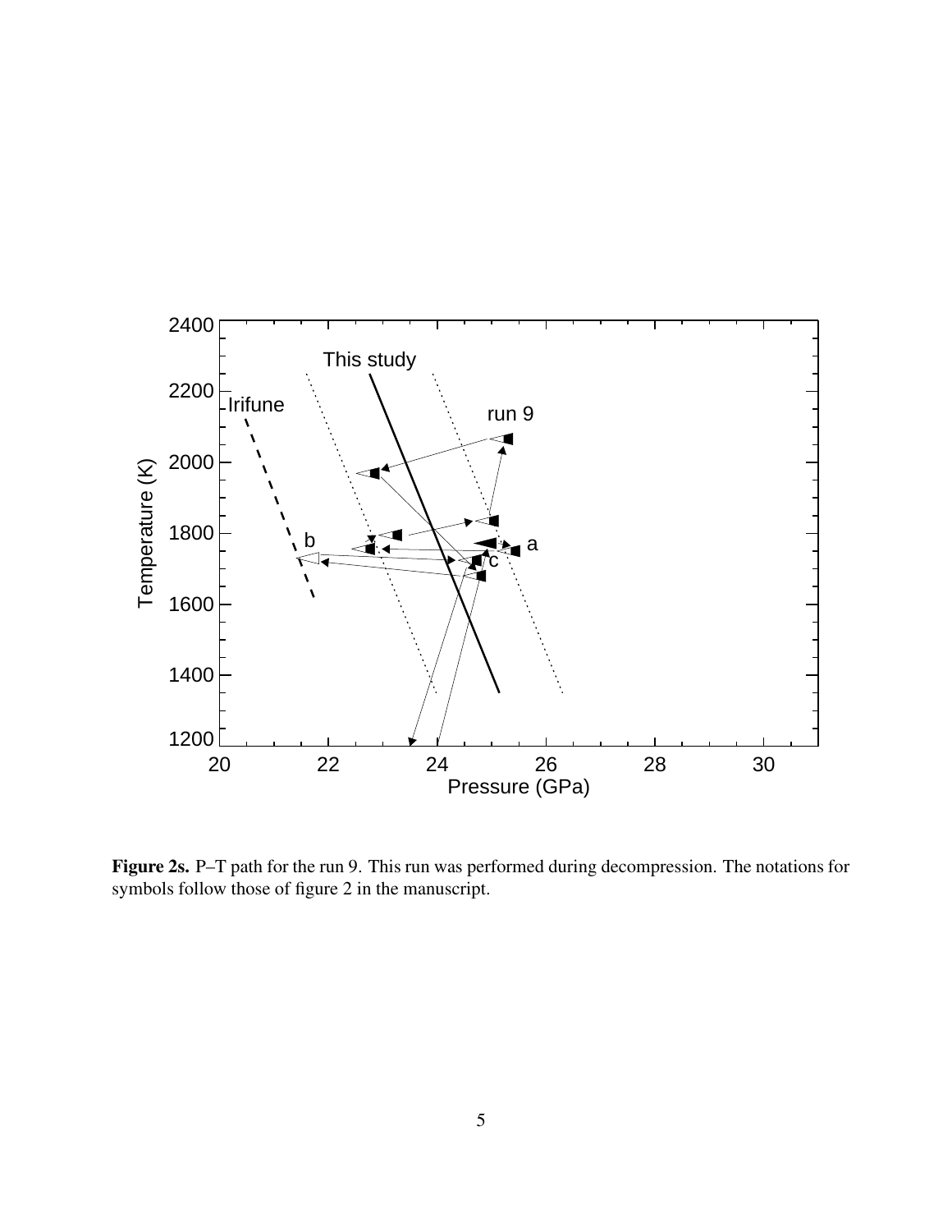2400
2200
2000
1800
1600
1400
1200
Temperature (K)
20
22
24
26
28
30
Pressure (GPa)
This study
Irifune
run 9
a
b
c

**Figure 2s.** P–T path for the run 9. This run was performed during decompression. The notations for symbols follow those of figure 2 in the manuscript.